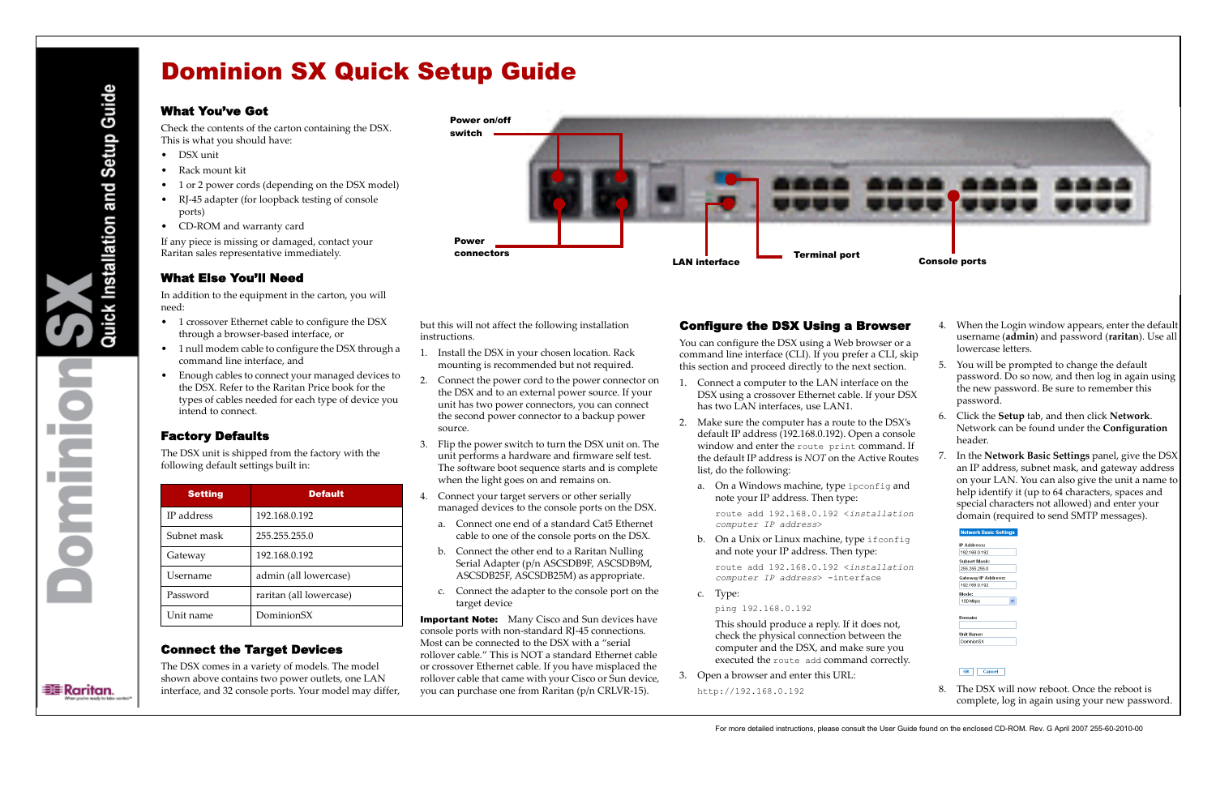# Dominion SX Quick Setup Guide

## What You've Got

Check the contents of the carton containing the DSX. This is what you should have:

- DSX unit
- Rack mount kit
- 1 or 2 power cords (depending on the DSX model)
- RJ-45 adapter (for loopback testing of console ports)
- CD-ROM and warranty card

If any piece is missing or damaged, contact your Raritan sales representative immediately.

Power on/off switch

Power connectors

LAN interface

Terminal port

Console ports

## What Else You'll Need

In addition to the equipment in the carton, you will need:

- 1 crossover Ethernet cable to configure the DSX through a browser-based interface, or
- 1 null modem cable to configure the DSX through a command line interface, and
- Enough cables to connect your managed devices to the DSX. Refer to the Raritan Price book for the types of cables needed for each type of device you intend to connect.

## Factory Defaults

The DSX unit is shipped from the factory with the following default settings built in:

| Setting | Default |
|---|---|
| IP address | 192.168.0.192 |
| Subnet mask | 255.255.255.0 |
| Gateway | 192.168.0.192 |
| Username | admin (all lowercase) |
| Password | raritan (all lowercase) |
| Unit name | DominionSX |

## Connect the Target Devices

The DSX comes in a variety of models. The model shown above contains two power outlets, one LAN interface, and 32 console ports. Your model may differ, but this will not affect the following installation instructions.

1. Install the DSX in your chosen location. Rack mounting is recommended but not required.
2. Connect the power cord to the power connector on the DSX and to an external power source. If your unit has two power connectors, you can connect the second power connector to a backup power source.
3. Flip the power switch to turn the DSX unit on. The unit performs a hardware and firmware self test. The software boot sequence starts and is complete when the light goes on and remains on.
4. Connect your target servers or other serially managed devices to the console ports on the DSX.
   a. Connect one end of a standard Cat5 Ethernet cable to one of the console ports on the DSX.
   b. Connect the other end to a Raritan Nulling Serial Adapter (p/n ASCSDB9F, ASCSDB9M, ASCSDB25F, ASCSDB25M) as appropriate.
   c. Connect the adapter to the console port on the target device

**Important Note:** Many Cisco and Sun devices have console ports with non-standard RJ-45 connections. Most can be connected to the DSX with a "serial rollover cable." This is NOT a standard Ethernet cable or crossover Ethernet cable. If you have misplaced the rollover cable that came with your Cisco or Sun device, you can purchase one from Raritan (p/n CRLVR-15).

## Configure the DSX Using a Browser

You can configure the DSX using a Web browser or a command line interface (CLI). If you prefer a CLI, skip this section and proceed directly to the next section.

1. Connect a computer to the LAN interface on the DSX using a crossover Ethernet cable. If your DSX has two LAN interfaces, use LAN1.
2. Make sure the computer has a route to the DSX's default IP address (192.168.0.192). Open a console window and enter the `route print` command. If the default IP address is *NOT* on the Active Routes list, do the following:
   a. On a Windows machine, type `ipconfig` and note your IP address. Then type:

      `route add 192.168.0.192 <installation computer IP address>`

   b. On a Unix or Linux machine, type `ifconfig` and note your IP address. Then type:

      `route add 192.168.0.192 <installation computer IP address> -interface`

   c. Type:

      `ping 192.168.0.192`

      This should produce a reply. If it does not, check the physical connection between the computer and the DSX, and make sure you executed the `route add` command correctly.
3. Open a browser and enter this URL:

   `http://192.168.0.192`

4. When the Login window appears, enter the default username (**admin**) and password (**raritan**). Use all lowercase letters.
5. You will be prompted to change the default password. Do so now, and then log in again using the new password. Be sure to remember this password.
6. Click the **Setup** tab, and then click **Network**. Network can be found under the **Configuration** header.
7. In the **Network Basic Settings** panel, give the DSX an IP address, subnet mask, and gateway address on your LAN. You can also give the unit a name to help identify it (up to 64 characters, spaces and special characters not allowed) and enter your domain (required to send SMTP messages).

Network Basic Settings
IP Address: 192.168.0.192
Subnet Mask: 255.255.255.0
Gateway IP Address: 192.168.0.192
Mode: 100 Mbps
Domain:
Unit Name: DominionSX
OK Cancel

8. The DSX will now reboot. Once the reboot is complete, log in again using your new password.

For more detailed instructions, please consult the User Guide found on the enclosed CD-ROM. Rev. G April 2007 255-60-2010-00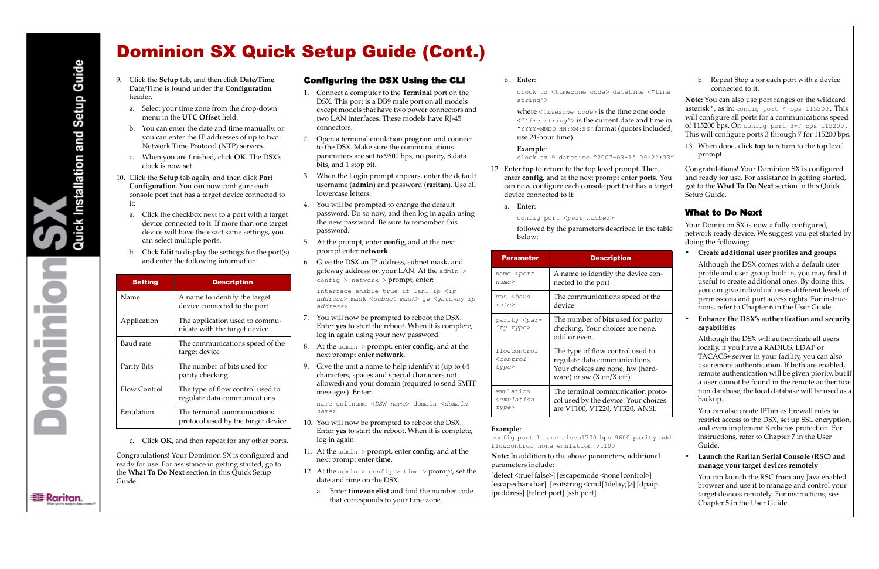# Dominion SX Quick Setup Guide (Cont.)

9. Click the **Setup** tab, and then click **Date/Time**. Date/Time is found under the **Configuration** header.
   a. Select your time zone from the drop-down menu in the **UTC Offset** field.
   b. You can enter the date and time manually, or you can enter the IP addresses of up to two Network Time Protocol (NTP) servers.
   c. When you are finished, click **OK**. The DSX's clock is now set.
10. Click the **Setup** tab again, and then click **Port Configuration**. You can now configure each console port that has a target device connected to it:
    a. Click the checkbox next to a port with a target device connected to it. If more than one target device will have the exact same settings, you can select multiple ports.
    b. Click **Edit** to display the settings for the port(s) and enter the following information:

| Setting | Description |
| --- | --- |
| Name | A name to identify the target device connected to the port |
| Application | The application used to communicate with the target device |
| Baud rate | The communications speed of the target device |
| Parity Bits | The number of bits used for parity checking |
| Flow Control | The type of flow control used to regulate data communications |
| Emulation | The terminal communications protocol used by the target device |

    c. Click **OK**, and then repeat for any other ports.

Congratulations! Your Dominion SX is configured and ready for use. For assistance in getting started, go to the **What To Do Next** section in this Quick Setup Guide.

## Configuring the DSX Using the CLI

1. Connect a computer to the **Terminal** port on the DSX. This port is a DB9 male port on all models except models that have two power connectors and two LAN interfaces. These models have RJ-45 connectors.
2. Open a terminal emulation program and connect to the DSX. Make sure the communications parameters are set to 9600 bps, no parity, 8 data bits, and 1 stop bit.
3. When the Login prompt appears, enter the default username (**admin**) and password (**raritan**). Use all lowercase letters.
4. You will be prompted to change the default password. Do so now, and then log in again using the new password. Be sure to remember this password.
5. At the prompt, enter **config**, and at the next prompt enter **network**.
6. Give the DSX an IP address, subnet mask, and gateway address on your LAN. At the `admin > config > network >` prompt, enter:

   ```
   interface enable true if lan1 ip <ip address> mask <subnet mask> gw <gateway ip address>
   ```

7. You will now be prompted to reboot the DSX. Enter **yes** to start the reboot. When it is complete, log in again using your new password.
8. At the `admin >` prompt, enter **config**, and at the next prompt enter **network**.
9. Give the unit a name to help identify it (up to 64 characters, spaces and special characters not allowed) and your domain (required to send SMTP messages). Enter:

   ```
   name unitname <DSX name> domain <domain name>
   ```

10. You will now be prompted to reboot the DSX. Enter **yes** to start the reboot. When it is complete, log in again.
11. At the `admin >` prompt, enter **config**, and at the next prompt enter **time**.
12. At the `admin > config > time >` prompt, set the date and time on the DSX.
    a. Enter **timezonelist** and find the number code that corresponds to your time zone.
    b. Enter:

    ```
    clock tz <timezone code> datetime <"time string">
    ```

    where `<timezone code>` is the time zone code <"`time string`"> is the current date and time in "`YYYY-MMDD HH:MM:SS`" format (quotes included, use 24-hour time).

    **Example**:

    ```
    clock tz 9 datetime "2007-03-15 09:22:33"
    ```

12. Enter **top** to return to the top level prompt. Then, enter **config**, and at the next prompt enter **ports**. You can now configure each console port that has a target device connected to it:
    a. Enter:

    ```
    config port <port number>
    ```

    followed by the parameters described in the table below:

| Parameter | Description |
| --- | --- |
| `name <port name>` | A name to identify the device connected to the port |
| `bps <baud rate>` | The communications speed of the device |
| `parity <parity type>` | The number of bits used for parity checking. Your choices are none, odd or even. |
| `flowcontrol <control type>` | The type of flow control used to regulate data communications. Your choices are none, hw (hardware) or sw (X on/X off). |
| `emulation <emulation type>` | The terminal communication protocol used by the device. Your choices are VT100, VT220, VT320, ANSI. |

**Example:**

```
config port 1 name cisco1700 bps 9600 parity odd flowcontrol none emulation vt100
```

**Note:** In addition to the above parameters, additional parameters include:

[detect <true|false>] [escapemode <none|control>] [escapechar char] [exitstring <cmd[#delay;]>] [dpaip ipaddress] [telnet port] [ssh port].

    b. Repeat Step a for each port with a device connected to it.

**Note:** You can also use port ranges or the wildcard asterisk *, as in: `config port * bps 115200`. This will configure all ports for a communications speed of 115200 bps. Or: `config port 3-7 bps 115200`. This will configure ports 3 through 7 for 115200 bps.

13. When done, click **top** to return to the top level prompt.

Congratulations! Your Dominion SX is configured and ready for use. For assistance in getting started, got to the **What To Do Next** section in this Quick Setup Guide.

## What to Do Next

Your Dominion SX is now a fully configured, network ready device. We suggest you get started by doing the following:

- **Create additional user profiles and groups**

  Although the DSX comes with a default user profile and user group built in, you may find it useful to create additional ones. By doing this, you can give individual users different levels of permissions and port access rights. For instructions, refer to Chapter 6 in the User Guide.

- **Enhance the DSX's authentication and security capabilities**

  Although the DSX will authenticate all users locally, if you have a RADIUS, LDAP or TACACS+ server in your facility, you can also use remote authentication. If both are enabled, remote authentication will be given piority, but if a user cannot be found in the remote authentication database, the local database will be used as a backup.

  You can also create IPTables firewall rules to restrict access to the DSX, set up SSL encryption, and even implement Kerberos protection. For instructions, refer to Chapter 7 in the User Guide.

- **Launch the Raritan Serial Console (RSC) and manage your target devices remotely**

  You can launch the RSC from any Java enabled browser and use it to manage and control your target devices remotely. For instructions, see Chapter 5 in the User Guide.